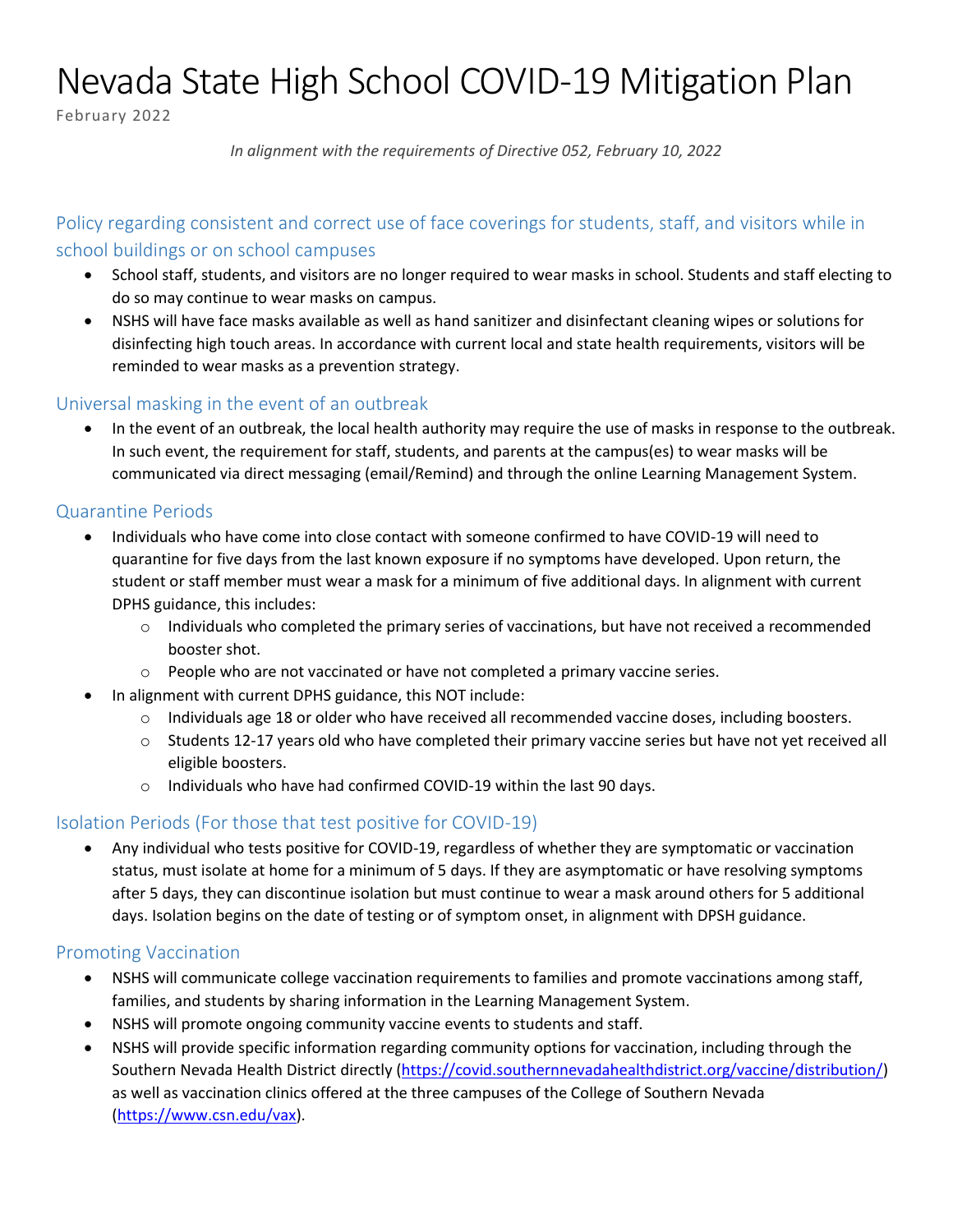# Nevada State High School COVID-19 Mitigation Plan

February 2022

*In alignment with the requirements of Directive 052, February 10, 2022*

## Policy regarding consistent and correct use of face coverings for students, staff, and visitors while in school buildings or on school campuses

- School staff, students, and visitors are no longer required to wear masks in school. Students and staff electing to do so may continue to wear masks on campus.
- NSHS will have face masks available as well as hand sanitizer and disinfectant cleaning wipes or solutions for disinfecting high touch areas. In accordance with current local and state health requirements, visitors will be reminded to wear masks as a prevention strategy.

## Universal masking in the event of an outbreak

- In the event of an outbreak, the local health authority may require the use of masks in response to the outbreak. In such event, the requirement for staff, students, and parents at the campus(es) to wear masks will be communicated via direct messaging (email/Remind) and through the online Learning Management System.

## Quarantine Periods

- Individuals who have come into close contact with someone confirmed to have COVID-19 will need to quarantine for five days from the last known exposure if no symptoms have developed. Upon return, the student or staff member must wear a mask for a minimum of five additional days. In alignment with current DPHS guidance, this includes:
  - Individuals who completed the primary series of vaccinations, but have not received a recommended booster shot.
  - People who are not vaccinated or have not completed a primary vaccine series.
- In alignment with current DPHS guidance, this NOT include:
  - Individuals age 18 or older who have received all recommended vaccine doses, including boosters.
  - Students 12-17 years old who have completed their primary vaccine series but have not yet received all eligible boosters.
  - Individuals who have had confirmed COVID-19 within the last 90 days.

## Isolation Periods (For those that test positive for COVID-19)

- Any individual who tests positive for COVID-19, regardless of whether they are symptomatic or vaccination status, must isolate at home for a minimum of 5 days. If they are asymptomatic or have resolving symptoms after 5 days, they can discontinue isolation but must continue to wear a mask around others for 5 additional days. Isolation begins on the date of testing or of symptom onset, in alignment with DPSH guidance.

## Promoting Vaccination

- NSHS will communicate college vaccination requirements to families and promote vaccinations among staff, families, and students by sharing information in the Learning Management System.
- NSHS will promote ongoing community vaccine events to students and staff.
- NSHS will provide specific information regarding community options for vaccination, including through the Southern Nevada Health District directly (https://covid.southernnevadahealthdistrict.org/vaccine/distribution/) as well as vaccination clinics offered at the three campuses of the College of Southern Nevada (https://www.csn.edu/vax).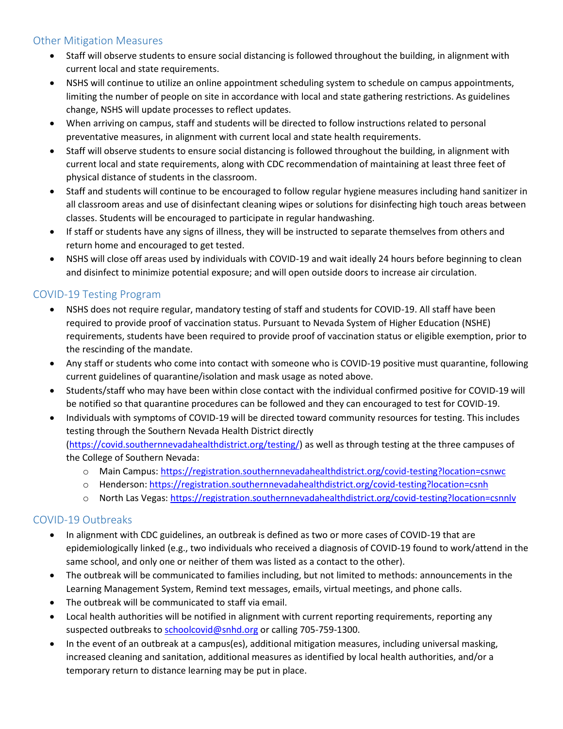## Other Mitigation Measures

- Staff will observe students to ensure social distancing is followed throughout the building, in alignment with current local and state requirements.
- NSHS will continue to utilize an online appointment scheduling system to schedule on campus appointments, limiting the number of people on site in accordance with local and state gathering restrictions. As guidelines change, NSHS will update processes to reflect updates.
- When arriving on campus, staff and students will be directed to follow instructions related to personal preventative measures, in alignment with current local and state health requirements.
- Staff will observe students to ensure social distancing is followed throughout the building, in alignment with current local and state requirements, along with CDC recommendation of maintaining at least three feet of physical distance of students in the classroom.
- Staff and students will continue to be encouraged to follow regular hygiene measures including hand sanitizer in all classroom areas and use of disinfectant cleaning wipes or solutions for disinfecting high touch areas between classes. Students will be encouraged to participate in regular handwashing.
- If staff or students have any signs of illness, they will be instructed to separate themselves from others and return home and encouraged to get tested.
- NSHS will close off areas used by individuals with COVID-19 and wait ideally 24 hours before beginning to clean and disinfect to minimize potential exposure; and will open outside doors to increase air circulation.

## COVID-19 Testing Program

- NSHS does not require regular, mandatory testing of staff and students for COVID-19. All staff have been required to provide proof of vaccination status. Pursuant to Nevada System of Higher Education (NSHE) requirements, students have been required to provide proof of vaccination status or eligible exemption, prior to the rescinding of the mandate.
- Any staff or students who come into contact with someone who is COVID-19 positive must quarantine, following current guidelines of quarantine/isolation and mask usage as noted above.
- Students/staff who may have been within close contact with the individual confirmed positive for COVID-19 will be notified so that quarantine procedures can be followed and they can encouraged to test for COVID-19.
- Individuals with symptoms of COVID-19 will be directed toward community resources for testing. This includes testing through the Southern Nevada Health District directly (https://covid.southernnevadahealthdistrict.org/testing/) as well as through testing at the three campuses of the College of Southern Nevada:
  - Main Campus: https://registration.southernnevadahealthdistrict.org/covid-testing?location=csnwc
  - Henderson: https://registration.southernnevadahealthdistrict.org/covid-testing?location=csnh
  - North Las Vegas: https://registration.southernnevadahealthdistrict.org/covid-testing?location=csnnlv

## COVID-19 Outbreaks

- In alignment with CDC guidelines, an outbreak is defined as two or more cases of COVID-19 that are epidemiologically linked (e.g., two individuals who received a diagnosis of COVID-19 found to work/attend in the same school, and only one or neither of them was listed as a contact to the other).
- The outbreak will be communicated to families including, but not limited to methods: announcements in the Learning Management System, Remind text messages, emails, virtual meetings, and phone calls.
- The outbreak will be communicated to staff via email.
- Local health authorities will be notified in alignment with current reporting requirements, reporting any suspected outbreaks to schoolcovid@snhd.org or calling 705-759-1300.
- In the event of an outbreak at a campus(es), additional mitigation measures, including universal masking, increased cleaning and sanitation, additional measures as identified by local health authorities, and/or a temporary return to distance learning may be put in place.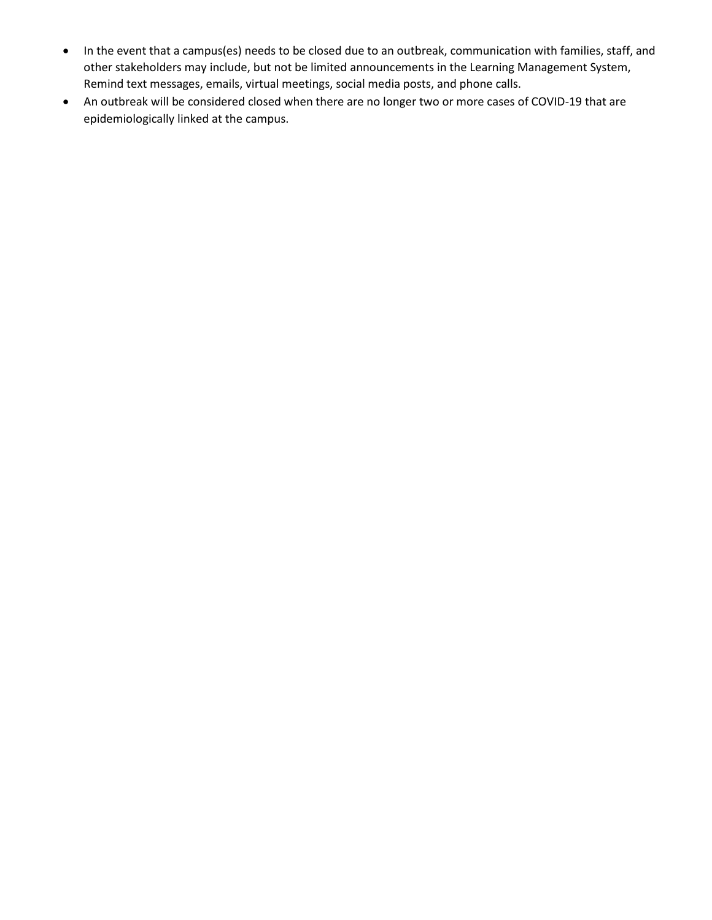- In the event that a campus(es) needs to be closed due to an outbreak, communication with families, staff, and other stakeholders may include, but not be limited announcements in the Learning Management System, Remind text messages, emails, virtual meetings, social media posts, and phone calls.
- An outbreak will be considered closed when there are no longer two or more cases of COVID-19 that are epidemiologically linked at the campus.